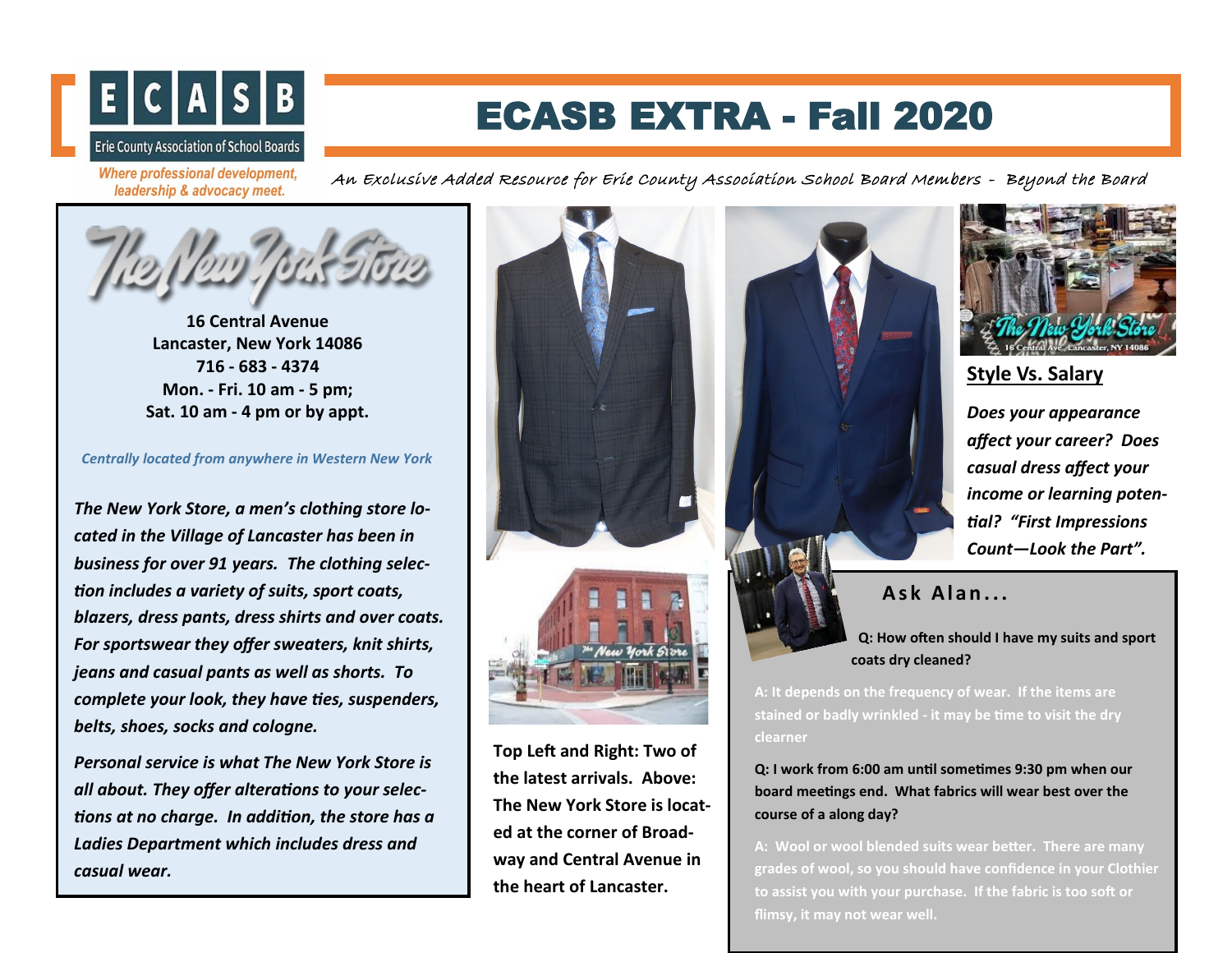# ECASB EXTRA - Fall 2020

ECASB — Erie County Association of School Boards

*Where professional development, leadership & advocacy meet.*

*An Exclusive Added Resource for Erie County Association School Board Members - Beyond the Board*

## The New York Store

**16 Central Avenue**
**Lancaster, New York 14086**
**716 - 683 - 4374**
**Mon. - Fri. 10 am - 5 pm;**
**Sat. 10 am - 4 pm or by appt.**

*Centrally located from anywhere in Western New York*

***The New York Store, a men's clothing store located in the Village of Lancaster has been in business for over 91 years. The clothing selection includes a variety of suits, sport coats, blazers, dress pants, dress shirts and over coats. For sportswear they offer sweaters, knit shirts, jeans and casual pants as well as shorts. To complete your look, they have ties, suspenders, belts, shoes, socks and cologne.***

***Personal service is what The New York Store is all about. They offer alterations to your selections at no charge. In addition, the store has a Ladies Department which includes dress and casual wear.***

**Top Left and Right: Two of the latest arrivals. Above: The New York Store is located at the corner of Broadway and Central Avenue in the heart of Lancaster.**

## Style Vs. Salary

***Does your appearance affect your career? Does casual dress affect your income or learning potential? "First Impressions Count—Look the Part".***

### Ask Alan...

**Q: How often should I have my suits and sport coats dry cleaned?**

**A: It depends on the frequency of wear. If the items are stained or badly wrinkled - it may be time to visit the dry clearner**

**Q: I work from 6:00 am until sometimes 9:30 pm when our board meetings end. What fabrics will wear best over the course of a along day?**

**A: Wool or wool blended suits wear better. There are many grades of wool, so you should have confidence in your Clothier to assist you with your purchase. If the fabric is too soft or flimsy, it may not wear well.**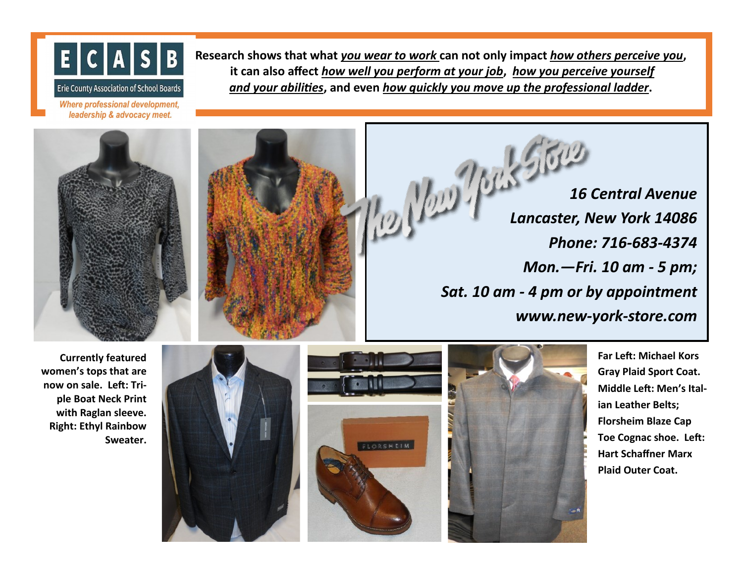**ECASB**

**Erie County Association of School Boards**

*Where professional development, leadership & advocacy meet.*

**Research shows that what *you wear to work* can not only impact *how others perceive you*, it can also affect *how well you perform at your job*, *how you perceive yourself and your abilities*, and even *how quickly you move up the professional ladder*.**

## The New York Store

***16 Central Avenue***

***Lancaster, New York 14086***

***Phone: 716-683-4374***

***Mon.—Fri. 10 am - 5 pm;***

***Sat. 10 am - 4 pm or by appointment***

***www.new-york-store.com***

**Currently featured women's tops that are now on sale. Left: Triple Boat Neck Print with Raglan sleeve. Right: Ethyl Rainbow Sweater.**

**Far Left: Michael Kors Gray Plaid Sport Coat. Middle Left: Men's Italian Leather Belts; Florsheim Blaze Cap Toe Cognac shoe. Left: Hart Schaffner Marx Plaid Outer Coat.**